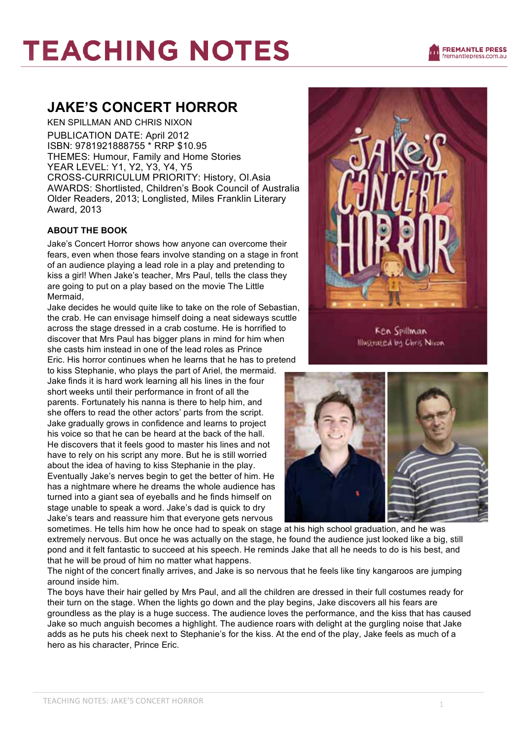# TEACHING NOTES

## JAKE'S CONCERT HORROR

KEN SPILLMAN AND CHRIS NIXON
PUBLICATION DATE: April 2012
ISBN: 9781921888755 * RRP $10.95
THEMES: Humour, Family and Home Stories
YEAR LEVEL: Y1, Y2, Y3, Y4, Y5
CROSS-CURRICULUM PRIORITY: History, OI.Asia
AWARDS: Shortlisted, Children's Book Council of Australia Older Readers, 2013; Longlisted, Miles Franklin Literary Award, 2013

### ABOUT THE BOOK

Jake's Concert Horror shows how anyone can overcome their fears, even when those fears involve standing on a stage in front of an audience playing a lead role in a play and pretending to kiss a girl! When Jake's teacher, Mrs Paul, tells the class they are going to put on a play based on the movie The Little Mermaid,

Jake decides he would quite like to take on the role of Sebastian, the crab. He can envisage himself doing a neat sideways scuttle across the stage dressed in a crab costume. He is horrified to discover that Mrs Paul has bigger plans in mind for him when she casts him instead in one of the lead roles as Prince Eric. His horror continues when he learns that he has to pretend to kiss Stephanie, who plays the part of Ariel, the mermaid. Jake finds it is hard work learning all his lines in the four short weeks until their performance in front of all the parents. Fortunately his nanna is there to help him, and she offers to read the other actors' parts from the script. Jake gradually grows in confidence and learns to project his voice so that he can be heard at the back of the hall. He discovers that it feels good to master his lines and not have to rely on his script any more. But he is still worried about the idea of having to kiss Stephanie in the play. Eventually Jake's nerves begin to get the better of him. He has a nightmare where he dreams the whole audience has turned into a giant sea of eyeballs and he finds himself on stage unable to speak a word. Jake's dad is quick to dry Jake's tears and reassure him that everyone gets nervous sometimes. He tells him how he once had to speak on stage at his high school graduation, and he was extremely nervous. But once he was actually on the stage, he found the audience just looked like a big, still pond and it felt fantastic to succeed at his speech. He reminds Jake that all he needs to do is his best, and that he will be proud of him no matter what happens.
The night of the concert finally arrives, and Jake is so nervous that he feels like tiny kangaroos are jumping around inside him.
The boys have their hair gelled by Mrs Paul, and all the children are dressed in their full costumes ready for their turn on the stage. When the lights go down and the play begins, Jake discovers all his fears are groundless as the play is a huge success. The audience loves the performance, and the kiss that has caused Jake so much anguish becomes a highlight. The audience roars with delight at the gurgling noise that Jake adds as he puts his cheek next to Stephanie's for the kiss. At the end of the play, Jake feels as much of a hero as his character, Prince Eric.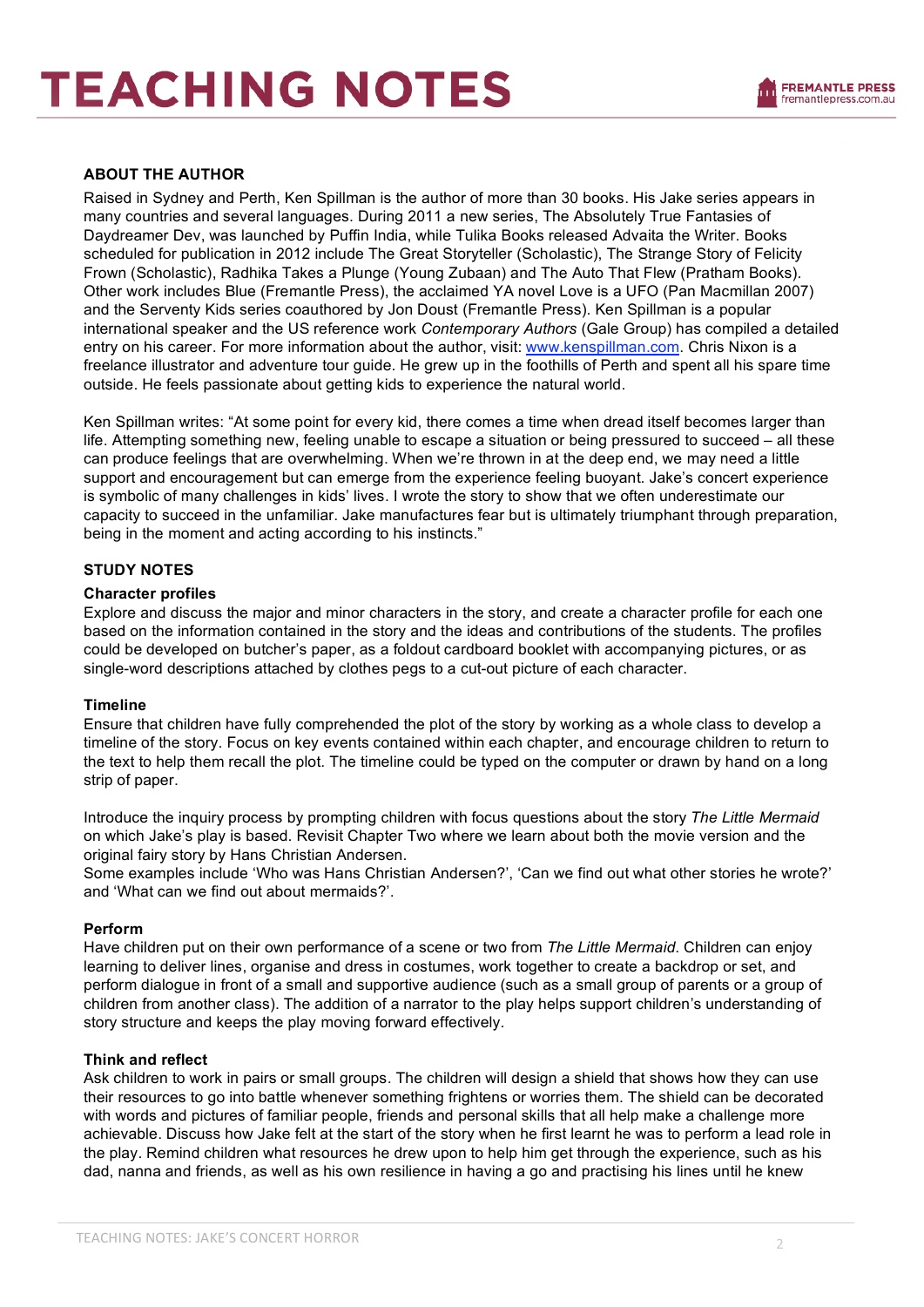## ABOUT THE AUTHOR

Raised in Sydney and Perth, Ken Spillman is the author of more than 30 books. His Jake series appears in many countries and several languages. During 2011 a new series, The Absolutely True Fantasies of Daydreamer Dev, was launched by Puffin India, while Tulika Books released Advaita the Writer. Books scheduled for publication in 2012 include The Great Storyteller (Scholastic), The Strange Story of Felicity Frown (Scholastic), Radhika Takes a Plunge (Young Zubaan) and The Auto That Flew (Pratham Books). Other work includes Blue (Fremantle Press), the acclaimed YA novel Love is a UFO (Pan Macmillan 2007) and the Serventy Kids series coauthored by Jon Doust (Fremantle Press). Ken Spillman is a popular international speaker and the US reference work *Contemporary Authors* (Gale Group) has compiled a detailed entry on his career. For more information about the author, visit: [www.kenspillman.com](http://www.kenspillman.com). Chris Nixon is a freelance illustrator and adventure tour guide. He grew up in the foothills of Perth and spent all his spare time outside. He feels passionate about getting kids to experience the natural world.

Ken Spillman writes: "At some point for every kid, there comes a time when dread itself becomes larger than life. Attempting something new, feeling unable to escape a situation or being pressured to succeed – all these can produce feelings that are overwhelming. When we're thrown in at the deep end, we may need a little support and encouragement but can emerge from the experience feeling buoyant. Jake's concert experience is symbolic of many challenges in kids' lives. I wrote the story to show that we often underestimate our capacity to succeed in the unfamiliar. Jake manufactures fear but is ultimately triumphant through preparation, being in the moment and acting according to his instincts."

## STUDY NOTES

### Character profiles

Explore and discuss the major and minor characters in the story, and create a character profile for each one based on the information contained in the story and the ideas and contributions of the students. The profiles could be developed on butcher's paper, as a foldout cardboard booklet with accompanying pictures, or as single-word descriptions attached by clothes pegs to a cut-out picture of each character.

### Timeline

Ensure that children have fully comprehended the plot of the story by working as a whole class to develop a timeline of the story. Focus on key events contained within each chapter, and encourage children to return to the text to help them recall the plot. The timeline could be typed on the computer or drawn by hand on a long strip of paper.

Introduce the inquiry process by prompting children with focus questions about the story *The Little Mermaid* on which Jake's play is based. Revisit Chapter Two where we learn about both the movie version and the original fairy story by Hans Christian Andersen.
Some examples include 'Who was Hans Christian Andersen?', 'Can we find out what other stories he wrote?' and 'What can we find out about mermaids?'.

### Perform

Have children put on their own performance of a scene or two from *The Little Mermaid*. Children can enjoy learning to deliver lines, organise and dress in costumes, work together to create a backdrop or set, and perform dialogue in front of a small and supportive audience (such as a small group of parents or a group of children from another class). The addition of a narrator to the play helps support children's understanding of story structure and keeps the play moving forward effectively.

### Think and reflect

Ask children to work in pairs or small groups. The children will design a shield that shows how they can use their resources to go into battle whenever something frightens or worries them. The shield can be decorated with words and pictures of familiar people, friends and personal skills that all help make a challenge more achievable. Discuss how Jake felt at the start of the story when he first learnt he was to perform a lead role in the play. Remind children what resources he drew upon to help him get through the experience, such as his dad, nanna and friends, as well as his own resilience in having a go and practising his lines until he knew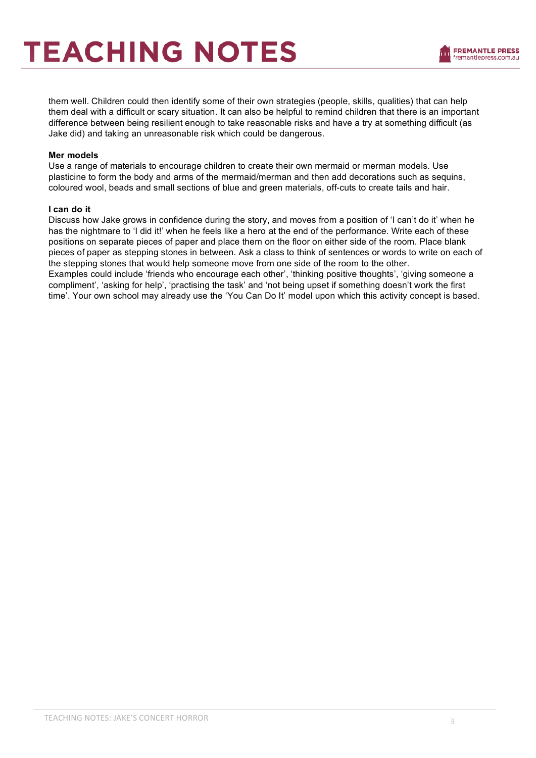them well. Children could then identify some of their own strategies (people, skills, qualities) that can help them deal with a difficult or scary situation. It can also be helpful to remind children that there is an important difference between being resilient enough to take reasonable risks and have a try at something difficult (as Jake did) and taking an unreasonable risk which could be dangerous.

**Mer models**

Use a range of materials to encourage children to create their own mermaid or merman models. Use plasticine to form the body and arms of the mermaid/merman and then add decorations such as sequins, coloured wool, beads and small sections of blue and green materials, off-cuts to create tails and hair.

**I can do it**

Discuss how Jake grows in confidence during the story, and moves from a position of 'I can't do it' when he has the nightmare to 'I did it!' when he feels like a hero at the end of the performance. Write each of these positions on separate pieces of paper and place them on the floor on either side of the room. Place blank pieces of paper as stepping stones in between. Ask a class to think of sentences or words to write on each of the stepping stones that would help someone move from one side of the room to the other.
Examples could include 'friends who encourage each other', 'thinking positive thoughts', 'giving someone a compliment', 'asking for help', 'practising the task' and 'not being upset if something doesn't work the first time'. Your own school may already use the 'You Can Do It' model upon which this activity concept is based.